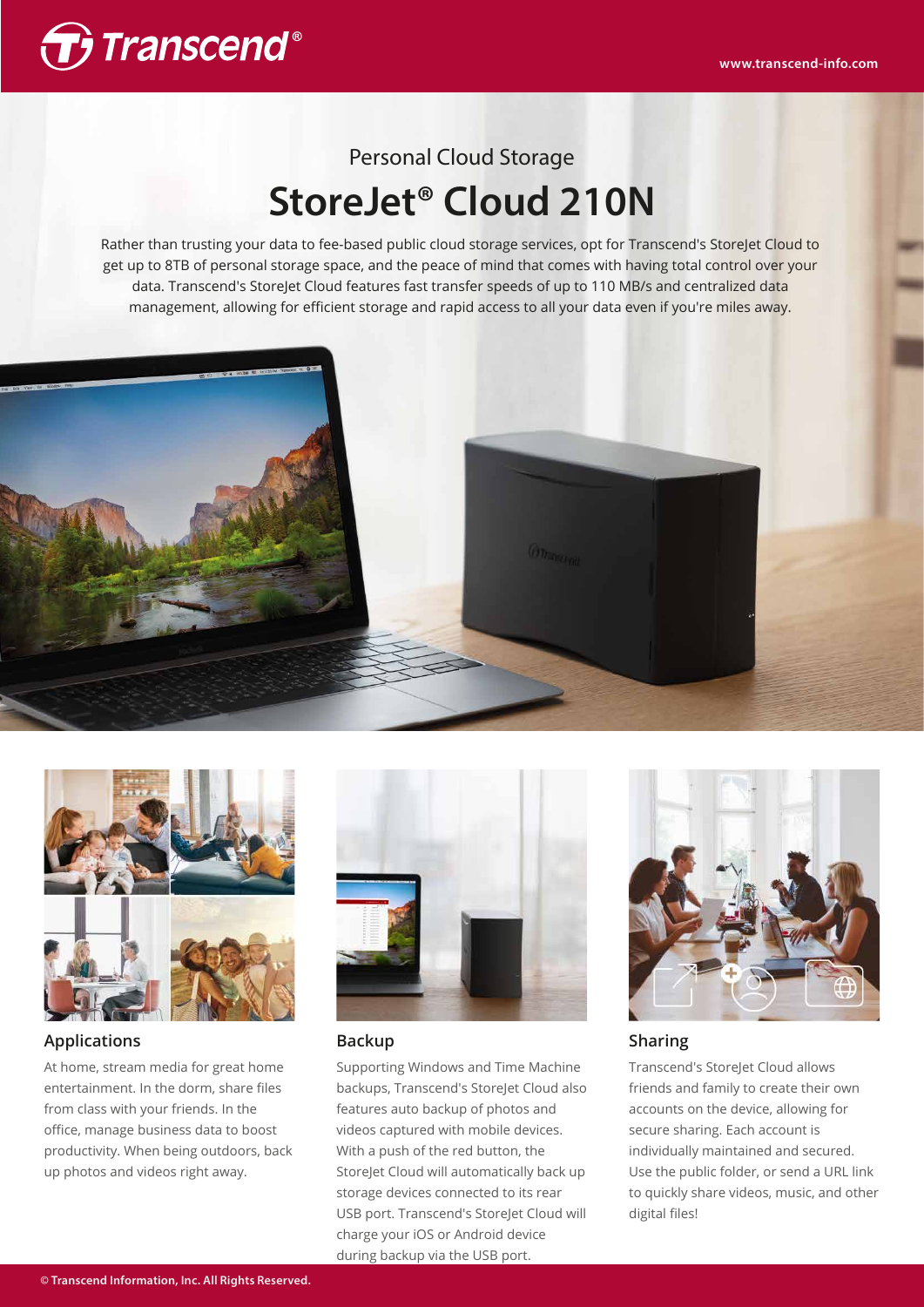Personal Cloud Storage

# StoreJet® Cloud 210N

Rather than trusting your data to fee-based public cloud storage services, opt for Transcend's StoreJet Cloud to get up to 8TB of personal storage space, and the peace of mind that comes with having total control over your data. Transcend's StoreJet Cloud features fast transfer speeds of up to 110 MB/s and centralized data management, allowing for efficient storage and rapid access to all your data even if you're miles away.

## Applications

At home, stream media for great home entertainment. In the dorm, share files from class with your friends. In the office, manage business data to boost productivity. When being outdoors, back up photos and videos right away.

## Backup

Supporting Windows and Time Machine backups, Transcend's StoreJet Cloud also features auto backup of photos and videos captured with mobile devices. With a push of the red button, the StoreJet Cloud will automatically back up storage devices connected to its rear USB port. Transcend's StoreJet Cloud will charge your iOS or Android device during backup via the USB port.

## Sharing

Transcend's StoreJet Cloud allows friends and family to create their own accounts on the device, allowing for secure sharing. Each account is individually maintained and secured. Use the public folder, or send a URL link to quickly share videos, music, and other digital files!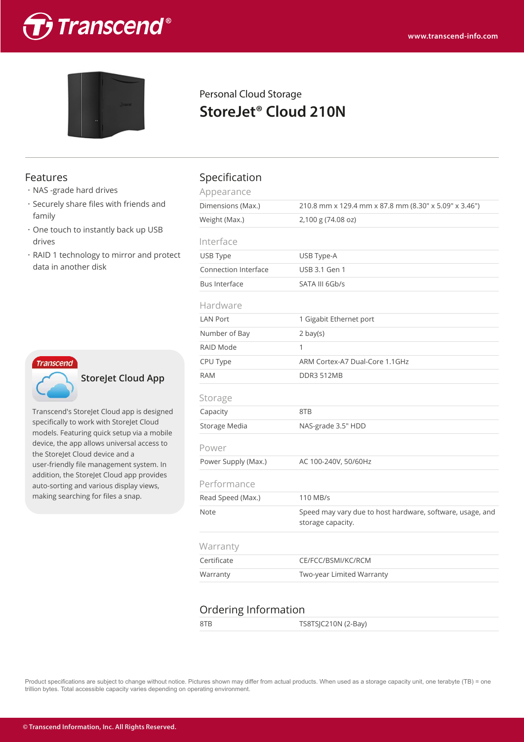Personal Cloud Storage

# StoreJet® Cloud 210N

## Features

- NAS -grade hard drives
- Securely share files with friends and family
- One touch to instantly back up USB drives
- RAID 1 technology to mirror and protect data in another disk

### StoreJet Cloud App

Transcend's StoreJet Cloud app is designed specifically to work with StoreJet Cloud models. Featuring quick setup via a mobile device, the app allows universal access to the StoreJet Cloud device and a user-friendly file management system. In addition, the StoreJet Cloud app provides auto-sorting and various display views, making searching for files a snap.

## Specification

### Appearance

| | |
|---|---|
| Dimensions (Max.) | 210.8 mm x 129.4 mm x 87.8 mm (8.30" x 5.09" x 3.46") |
| Weight (Max.) | 2,100 g (74.08 oz) |

### Interface

| | |
|---|---|
| USB Type | USB Type-A |
| Connection Interface | USB 3.1 Gen 1 |
| Bus Interface | SATA III 6Gb/s |

### Hardware

| | |
|---|---|
| LAN Port | 1 Gigabit Ethernet port |
| Number of Bay | 2 bay(s) |
| RAID Mode | 1 |
| CPU Type | ARM Cortex-A7 Dual-Core 1.1GHz |
| RAM | DDR3 512MB |

### Storage

| | |
|---|---|
| Capacity | 8TB |
| Storage Media | NAS-grade 3.5" HDD |

### Power

| | |
|---|---|
| Power Supply (Max.) | AC 100-240V, 50/60Hz |

### Performance

| | |
|---|---|
| Read Speed (Max.) | 110 MB/s |
| Note | Speed may vary due to host hardware, software, usage, and storage capacity. |

### Warranty

| | |
|---|---|
| Certificate | CE/FCC/BSMI/KC/RCM |
| Warranty | Two-year Limited Warranty |

## Ordering Information

| | |
|---|---|
| 8TB | TS8TSJC210N (2-Bay) |

Product specifications are subject to change without notice. Pictures shown may differ from actual products. When used as a storage capacity unit, one terabyte (TB) = one trillion bytes. Total accessible capacity varies depending on operating environment.